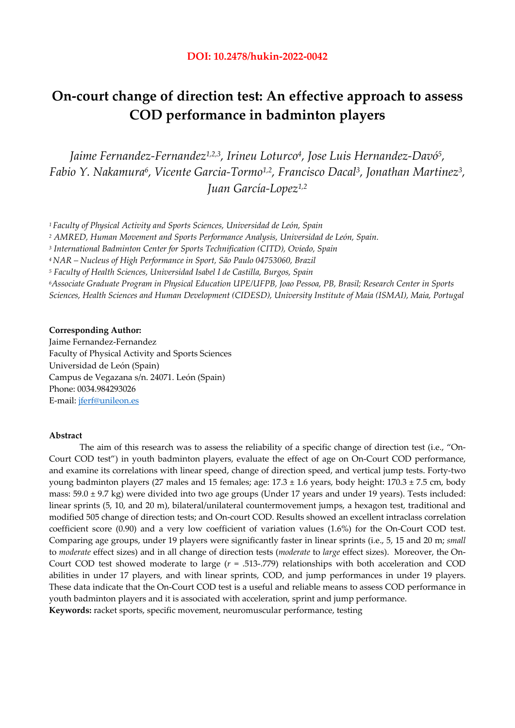**DOI: 10.2478/hukin-2022-0042**

# On-court change of direction test: An effective approach to assess COD performance in badminton players

*Jaime Fernandez-Fernandez[1,2,3], Irineu Loturco[4], Jose Luis Hernandez-Davó[5], Fabio Y. Nakamura[6], Vicente Garcia-Tormo[1,2], Francisco Dacal[3], Jonathan Martinez[3], Juan García-Lopez[1,2]*

[1] *Faculty of Physical Activity and Sports Sciences, Universidad de León, Spain*
[2] *AMRED, Human Movement and Sports Performance Analysis, Universidad de León, Spain.*
[3] *International Badminton Center for Sports Technification (CITD), Oviedo, Spain*
[4] *NAR – Nucleus of High Performance in Sport, São Paulo 04753060, Brazil*
[5] *Faculty of Health Sciences, Universidad Isabel I de Castilla, Burgos, Spain*
[6] *Associate Graduate Program in Physical Education UPE/UFPB, Joao Pessoa, PB, Brasil; Research Center in Sports Sciences, Health Sciences and Human Development (CIDESD), University Institute of Maia (ISMAI), Maia, Portugal*

**Corresponding Author:**
Jaime Fernandez-Fernandez
Faculty of Physical Activity and Sports Sciences
Universidad de León (Spain)
Campus de Vegazana s/n. 24071. León (Spain)
Phone: 0034.984293026
E-mail: jferf@unileon.es

**Abstract**

The aim of this research was to assess the reliability of a specific change of direction test (i.e., "On-Court COD test") in youth badminton players, evaluate the effect of age on On-Court COD performance, and examine its correlations with linear speed, change of direction speed, and vertical jump tests. Forty-two young badminton players (27 males and 15 females; age: 17.3 ± 1.6 years, body height: 170.3 ± 7.5 cm, body mass: 59.0 ± 9.7 kg) were divided into two age groups (Under 17 years and under 19 years). Tests included: linear sprints (5, 10, and 20 m), bilateral/unilateral countermovement jumps, a hexagon test, traditional and modified 505 change of direction tests; and On-court COD. Results showed an excellent intraclass correlation coefficient score (0.90) and a very low coefficient of variation values (1.6%) for the On-Court COD test. Comparing age groups, under 19 players were significantly faster in linear sprints (i.e., 5, 15 and 20 m; *small* to *moderate* effect sizes) and in all change of direction tests (*moderate* to *large* effect sizes). Moreover, the On-Court COD test showed moderate to large ($r$ = .513-.779) relationships with both acceleration and COD abilities in under 17 players, and with linear sprints, COD, and jump performances in under 19 players. These data indicate that the On-Court COD test is a useful and reliable means to assess COD performance in youth badminton players and it is associated with acceleration, sprint and jump performance.

**Keywords:** racket sports, specific movement, neuromuscular performance, testing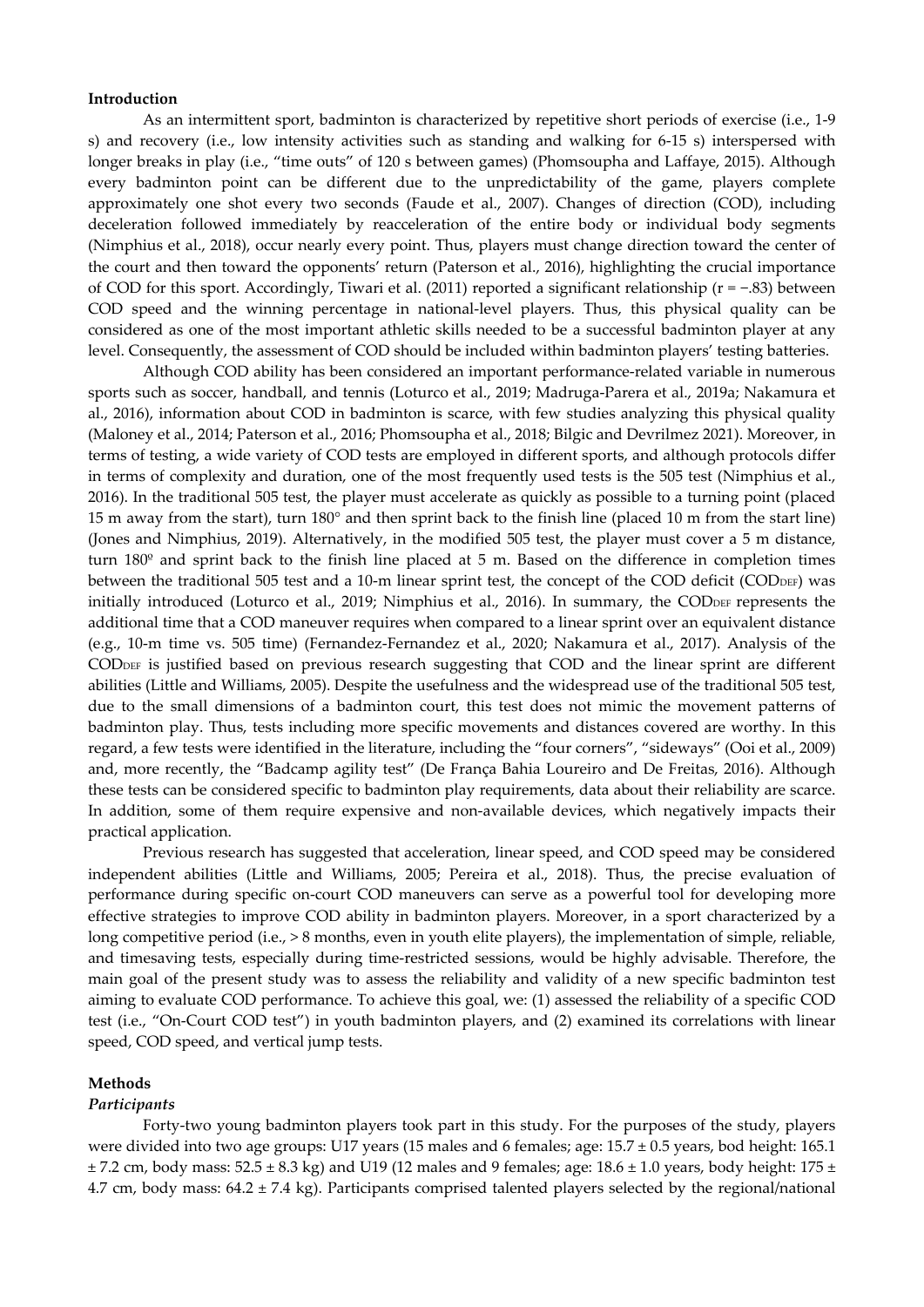## Introduction

As an intermittent sport, badminton is characterized by repetitive short periods of exercise (i.e., 1-9 s) and recovery (i.e., low intensity activities such as standing and walking for 6-15 s) interspersed with longer breaks in play (i.e., "time outs" of 120 s between games) (Phomsoupha and Laffaye, 2015). Although every badminton point can be different due to the unpredictability of the game, players complete approximately one shot every two seconds (Faude et al., 2007). Changes of direction (COD), including deceleration followed immediately by reacceleration of the entire body or individual body segments (Nimphius et al., 2018), occur nearly every point. Thus, players must change direction toward the center of the court and then toward the opponents' return (Paterson et al., 2016), highlighting the crucial importance of COD for this sport. Accordingly, Tiwari et al. (2011) reported a significant relationship ($r = -.83$) between COD speed and the winning percentage in national-level players. Thus, this physical quality can be considered as one of the most important athletic skills needed to be a successful badminton player at any level. Consequently, the assessment of COD should be included within badminton players' testing batteries.

Although COD ability has been considered an important performance-related variable in numerous sports such as soccer, handball, and tennis (Loturco et al., 2019; Madruga-Parera et al., 2019a; Nakamura et al., 2016), information about COD in badminton is scarce, with few studies analyzing this physical quality (Maloney et al., 2014; Paterson et al., 2016; Phomsoupha et al., 2018; Bilgic and Devrilmez 2021). Moreover, in terms of testing, a wide variety of COD tests are employed in different sports, and although protocols differ in terms of complexity and duration, one of the most frequently used tests is the 505 test (Nimphius et al., 2016). In the traditional 505 test, the player must accelerate as quickly as possible to a turning point (placed 15 m away from the start), turn 180° and then sprint back to the finish line (placed 10 m from the start line) (Jones and Nimphius, 2019). Alternatively, in the modified 505 test, the player must cover a 5 m distance, turn 180º and sprint back to the finish line placed at 5 m. Based on the difference in completion times between the traditional 505 test and a 10-m linear sprint test, the concept of the COD deficit ($COD_{DEF}$) was initially introduced (Loturco et al., 2019; Nimphius et al., 2016). In summary, the $COD_{DEF}$ represents the additional time that a COD maneuver requires when compared to a linear sprint over an equivalent distance (e.g., 10-m time vs. 505 time) (Fernandez-Fernandez et al., 2020; Nakamura et al., 2017). Analysis of the $COD_{DEF}$ is justified based on previous research suggesting that COD and the linear sprint are different abilities (Little and Williams, 2005). Despite the usefulness and the widespread use of the traditional 505 test, due to the small dimensions of a badminton court, this test does not mimic the movement patterns of badminton play. Thus, tests including more specific movements and distances covered are worthy. In this regard, a few tests were identified in the literature, including the "four corners", "sideways" (Ooi et al., 2009) and, more recently, the "Badcamp agility test" (De França Bahia Loureiro and De Freitas, 2016). Although these tests can be considered specific to badminton play requirements, data about their reliability are scarce. In addition, some of them require expensive and non-available devices, which negatively impacts their practical application.

Previous research has suggested that acceleration, linear speed, and COD speed may be considered independent abilities (Little and Williams, 2005; Pereira et al., 2018). Thus, the precise evaluation of performance during specific on-court COD maneuvers can serve as a powerful tool for developing more effective strategies to improve COD ability in badminton players. Moreover, in a sport characterized by a long competitive period (i.e., > 8 months, even in youth elite players), the implementation of simple, reliable, and timesaving tests, especially during time-restricted sessions, would be highly advisable. Therefore, the main goal of the present study was to assess the reliability and validity of a new specific badminton test aiming to evaluate COD performance. To achieve this goal, we: (1) assessed the reliability of a specific COD test (i.e., "On-Court COD test") in youth badminton players, and (2) examined its correlations with linear speed, COD speed, and vertical jump tests.

## Methods

### *Participants*

Forty-two young badminton players took part in this study. For the purposes of the study, players were divided into two age groups: U17 years (15 males and 6 females; age: 15.7 ± 0.5 years, bod height: 165.1 ± 7.2 cm, body mass: 52.5 ± 8.3 kg) and U19 (12 males and 9 females; age: 18.6 ± 1.0 years, body height: 175 ± 4.7 cm, body mass: 64.2 ± 7.4 kg). Participants comprised talented players selected by the regional/national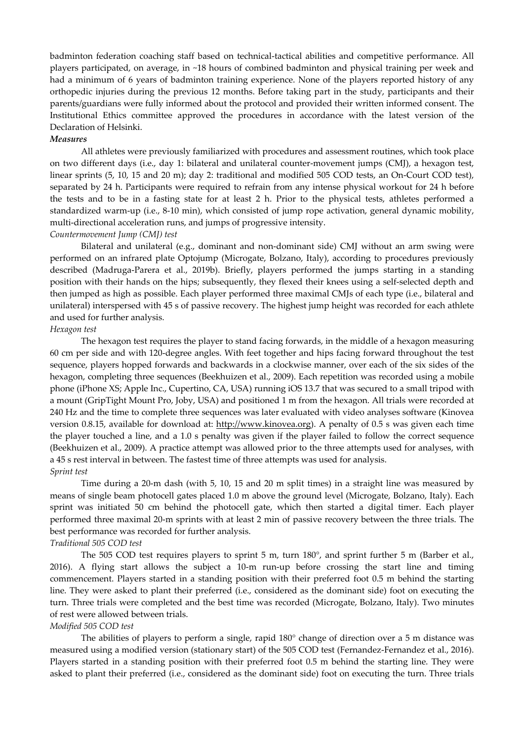badminton federation coaching staff based on technical-tactical abilities and competitive performance. All players participated, on average, in ~18 hours of combined badminton and physical training per week and had a minimum of 6 years of badminton training experience. None of the players reported history of any orthopedic injuries during the previous 12 months. Before taking part in the study, participants and their parents/guardians were fully informed about the protocol and provided their written informed consent. The Institutional Ethics committee approved the procedures in accordance with the latest version of the Declaration of Helsinki.

***Measures***

All athletes were previously familiarized with procedures and assessment routines, which took place on two different days (i.e., day 1: bilateral and unilateral counter-movement jumps (CMJ), a hexagon test, linear sprints (5, 10, 15 and 20 m); day 2: traditional and modified 505 COD tests, an On-Court COD test), separated by 24 h. Participants were required to refrain from any intense physical workout for 24 h before the tests and to be in a fasting state for at least 2 h. Prior to the physical tests, athletes performed a standardized warm-up (i.e., 8-10 min), which consisted of jump rope activation, general dynamic mobility, multi-directional acceleration runs, and jumps of progressive intensity.

*Countermovement Jump (CMJ) test*

Bilateral and unilateral (e.g., dominant and non-dominant side) CMJ without an arm swing were performed on an infrared plate Optojump (Microgate, Bolzano, Italy), according to procedures previously described (Madruga-Parera et al., 2019b). Briefly, players performed the jumps starting in a standing position with their hands on the hips; subsequently, they flexed their knees using a self-selected depth and then jumped as high as possible. Each player performed three maximal CMJs of each type (i.e., bilateral and unilateral) interspersed with 45 s of passive recovery. The highest jump height was recorded for each athlete and used for further analysis.

*Hexagon test*

The hexagon test requires the player to stand facing forwards, in the middle of a hexagon measuring 60 cm per side and with 120-degree angles. With feet together and hips facing forward throughout the test sequence, players hopped forwards and backwards in a clockwise manner, over each of the six sides of the hexagon, completing three sequences (Beekhuizen et al., 2009). Each repetition was recorded using a mobile phone (iPhone XS; Apple Inc., Cupertino, CA, USA) running iOS 13.7 that was secured to a small tripod with a mount (GripTight Mount Pro, Joby, USA) and positioned 1 m from the hexagon. All trials were recorded at 240 Hz and the time to complete three sequences was later evaluated with video analyses software (Kinovea version 0.8.15, available for download at: http://www.kinovea.org). A penalty of 0.5 s was given each time the player touched a line, and a 1.0 s penalty was given if the player failed to follow the correct sequence (Beekhuizen et al., 2009). A practice attempt was allowed prior to the three attempts used for analyses, with a 45 s rest interval in between. The fastest time of three attempts was used for analysis.

*Sprint test*

Time during a 20-m dash (with 5, 10, 15 and 20 m split times) in a straight line was measured by means of single beam photocell gates placed 1.0 m above the ground level (Microgate, Bolzano, Italy). Each sprint was initiated 50 cm behind the photocell gate, which then started a digital timer. Each player performed three maximal 20-m sprints with at least 2 min of passive recovery between the three trials. The best performance was recorded for further analysis.

*Traditional 505 COD test*

The 505 COD test requires players to sprint 5 m, turn 180°, and sprint further 5 m (Barber et al., 2016). A flying start allows the subject a 10-m run-up before crossing the start line and timing commencement. Players started in a standing position with their preferred foot 0.5 m behind the starting line. They were asked to plant their preferred (i.e., considered as the dominant side) foot on executing the turn. Three trials were completed and the best time was recorded (Microgate, Bolzano, Italy). Two minutes of rest were allowed between trials.

*Modified 505 COD test*

The abilities of players to perform a single, rapid 180° change of direction over a 5 m distance was measured using a modified version (stationary start) of the 505 COD test (Fernandez-Fernandez et al., 2016). Players started in a standing position with their preferred foot 0.5 m behind the starting line. They were asked to plant their preferred (i.e., considered as the dominant side) foot on executing the turn. Three trials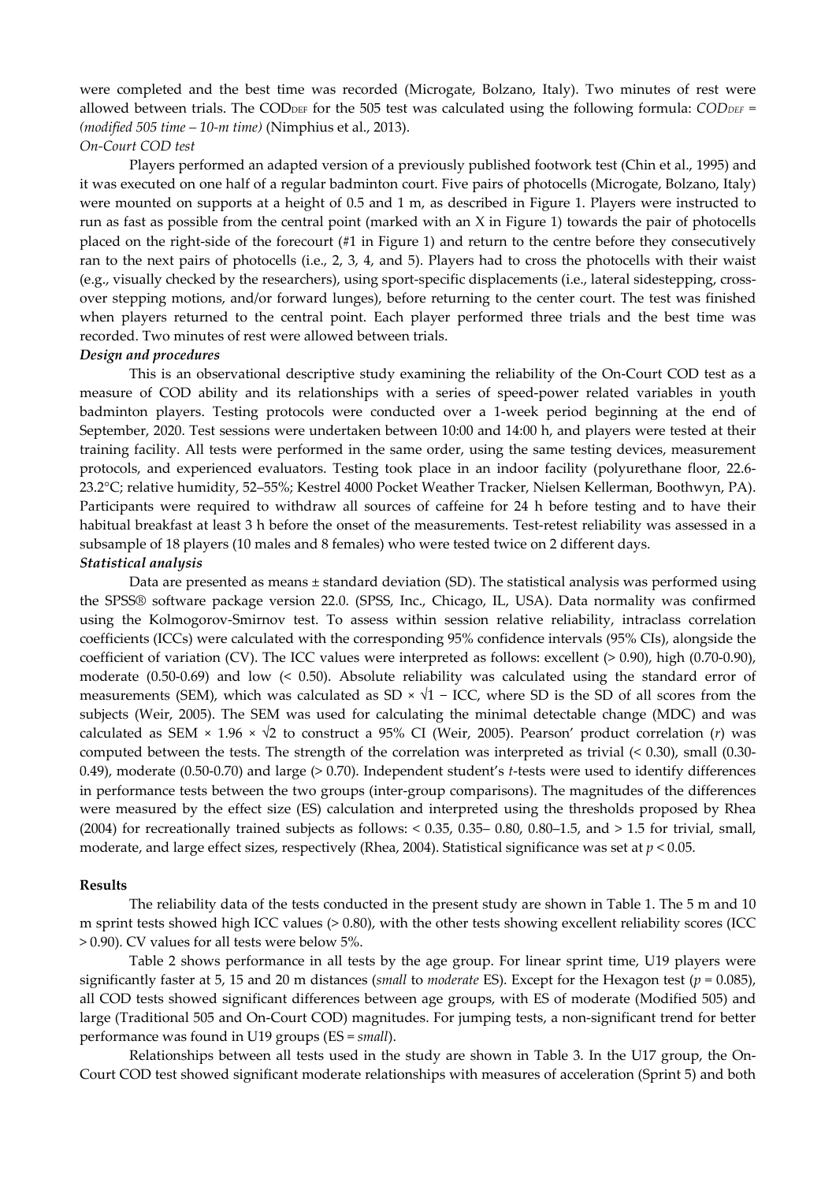were completed and the best time was recorded (Microgate, Bolzano, Italy). Two minutes of rest were allowed between trials. The $COD_{DEF}$ for the 505 test was calculated using the following formula: *$COD_{DEF}$ = (modified 505 time – 10-m time)* (Nimphius et al., 2013).

*On-Court COD test*

Players performed an adapted version of a previously published footwork test (Chin et al., 1995) and it was executed on one half of a regular badminton court. Five pairs of photocells (Microgate, Bolzano, Italy) were mounted on supports at a height of 0.5 and 1 m, as described in Figure 1. Players were instructed to run as fast as possible from the central point (marked with an X in Figure 1) towards the pair of photocells placed on the right-side of the forecourt (#1 in Figure 1) and return to the centre before they consecutively ran to the next pairs of photocells (i.e., 2, 3, 4, and 5). Players had to cross the photocells with their waist (e.g., visually checked by the researchers), using sport-specific displacements (i.e., lateral sidestepping, cross-over stepping motions, and/or forward lunges), before returning to the center court. The test was finished when players returned to the central point. Each player performed three trials and the best time was recorded. Two minutes of rest were allowed between trials.

***Design and procedures***

This is an observational descriptive study examining the reliability of the On-Court COD test as a measure of COD ability and its relationships with a series of speed-power related variables in youth badminton players. Testing protocols were conducted over a 1-week period beginning at the end of September, 2020. Test sessions were undertaken between 10:00 and 14:00 h, and players were tested at their training facility. All tests were performed in the same order, using the same testing devices, measurement protocols, and experienced evaluators. Testing took place in an indoor facility (polyurethane floor, 22.6-23.2°C; relative humidity, 52–55%; Kestrel 4000 Pocket Weather Tracker, Nielsen Kellerman, Boothwyn, PA). Participants were required to withdraw all sources of caffeine for 24 h before testing and to have their habitual breakfast at least 3 h before the onset of the measurements. Test-retest reliability was assessed in a subsample of 18 players (10 males and 8 females) who were tested twice on 2 different days.

***Statistical analysis***

Data are presented as means ± standard deviation (SD). The statistical analysis was performed using the SPSS® software package version 22.0. (SPSS, Inc., Chicago, IL, USA). Data normality was confirmed using the Kolmogorov-Smirnov test. To assess within session relative reliability, intraclass correlation coefficients (ICCs) were calculated with the corresponding 95% confidence intervals (95% CIs), alongside the coefficient of variation (CV). The ICC values were interpreted as follows: excellent (> 0.90), high (0.70-0.90), moderate (0.50-0.69) and low (< 0.50). Absolute reliability was calculated using the standard error of measurements (SEM), which was calculated as $SD \times \sqrt{1 - ICC}$, where SD is the SD of all scores from the subjects (Weir, 2005). The SEM was used for calculating the minimal detectable change (MDC) and was calculated as $SEM \times 1.96 \times \sqrt{2}$ to construct a 95% CI (Weir, 2005). Pearson' product correlation ($r$) was computed between the tests. The strength of the correlation was interpreted as trivial (< 0.30), small (0.30-0.49), moderate (0.50-0.70) and large (> 0.70). Independent student's $t$-tests were used to identify differences in performance tests between the two groups (inter-group comparisons). The magnitudes of the differences were measured by the effect size (ES) calculation and interpreted using the thresholds proposed by Rhea (2004) for recreationally trained subjects as follows: < 0.35, 0.35– 0.80, 0.80–1.5, and > 1.5 for trivial, small, moderate, and large effect sizes, respectively (Rhea, 2004). Statistical significance was set at $p < 0.05$.

**Results**

The reliability data of the tests conducted in the present study are shown in Table 1. The 5 m and 10 m sprint tests showed high ICC values (> 0.80), with the other tests showing excellent reliability scores (ICC > 0.90). CV values for all tests were below 5%.

Table 2 shows performance in all tests by the age group. For linear sprint time, U19 players were significantly faster at 5, 15 and 20 m distances (*small* to *moderate* ES). Except for the Hexagon test ($p = 0.085$), all COD tests showed significant differences between age groups, with ES of moderate (Modified 505) and large (Traditional 505 and On-Court COD) magnitudes. For jumping tests, a non-significant trend for better performance was found in U19 groups (ES = *small*).

Relationships between all tests used in the study are shown in Table 3. In the U17 group, the On-Court COD test showed significant moderate relationships with measures of acceleration (Sprint 5) and both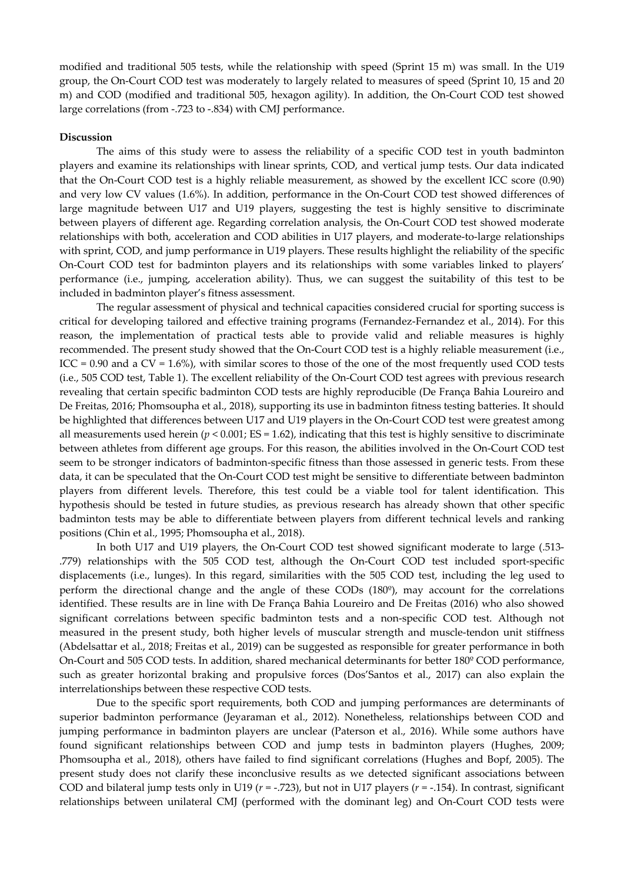modified and traditional 505 tests, while the relationship with speed (Sprint 15 m) was small. In the U19 group, the On-Court COD test was moderately to largely related to measures of speed (Sprint 10, 15 and 20 m) and COD (modified and traditional 505, hexagon agility). In addition, the On-Court COD test showed large correlations (from -.723 to -.834) with CMJ performance.

**Discussion**

The aims of this study were to assess the reliability of a specific COD test in youth badminton players and examine its relationships with linear sprints, COD, and vertical jump tests. Our data indicated that the On-Court COD test is a highly reliable measurement, as showed by the excellent ICC score (0.90) and very low CV values (1.6%). In addition, performance in the On-Court COD test showed differences of large magnitude between U17 and U19 players, suggesting the test is highly sensitive to discriminate between players of different age. Regarding correlation analysis, the On-Court COD test showed moderate relationships with both, acceleration and COD abilities in U17 players, and moderate-to-large relationships with sprint, COD, and jump performance in U19 players. These results highlight the reliability of the specific On-Court COD test for badminton players and its relationships with some variables linked to players' performance (i.e., jumping, acceleration ability). Thus, we can suggest the suitability of this test to be included in badminton player's fitness assessment.

The regular assessment of physical and technical capacities considered crucial for sporting success is critical for developing tailored and effective training programs (Fernandez-Fernandez et al., 2014). For this reason, the implementation of practical tests able to provide valid and reliable measures is highly recommended. The present study showed that the On-Court COD test is a highly reliable measurement (i.e., ICC = 0.90 and a CV = 1.6%), with similar scores to those of the one of the most frequently used COD tests (i.e., 505 COD test, Table 1). The excellent reliability of the On-Court COD test agrees with previous research revealing that certain specific badminton COD tests are highly reproducible (De França Bahia Loureiro and De Freitas, 2016; Phomsoupha et al., 2018), supporting its use in badminton fitness testing batteries. It should be highlighted that differences between U17 and U19 players in the On-Court COD test were greatest among all measurements used herein ($p < 0.001$; ES = 1.62), indicating that this test is highly sensitive to discriminate between athletes from different age groups. For this reason, the abilities involved in the On-Court COD test seem to be stronger indicators of badminton-specific fitness than those assessed in generic tests. From these data, it can be speculated that the On-Court COD test might be sensitive to differentiate between badminton players from different levels. Therefore, this test could be a viable tool for talent identification. This hypothesis should be tested in future studies, as previous research has already shown that other specific badminton tests may be able to differentiate between players from different technical levels and ranking positions (Chin et al., 1995; Phomsoupha et al., 2018).

In both U17 and U19 players, the On-Court COD test showed significant moderate to large (.513-.779) relationships with the 505 COD test, although the On-Court COD test included sport-specific displacements (i.e., lunges). In this regard, similarities with the 505 COD test, including the leg used to perform the directional change and the angle of these CODs (180º), may account for the correlations identified. These results are in line with De França Bahia Loureiro and De Freitas (2016) who also showed significant correlations between specific badminton tests and a non-specific COD test. Although not measured in the present study, both higher levels of muscular strength and muscle-tendon unit stiffness (Abdelsattar et al., 2018; Freitas et al., 2019) can be suggested as responsible for greater performance in both On-Court and 505 COD tests. In addition, shared mechanical determinants for better 180º COD performance, such as greater horizontal braking and propulsive forces (Dos'Santos et al., 2017) can also explain the interrelationships between these respective COD tests.

Due to the specific sport requirements, both COD and jumping performances are determinants of superior badminton performance (Jeyaraman et al., 2012). Nonetheless, relationships between COD and jumping performance in badminton players are unclear (Paterson et al., 2016). While some authors have found significant relationships between COD and jump tests in badminton players (Hughes, 2009; Phomsoupha et al., 2018), others have failed to find significant correlations (Hughes and Bopf, 2005). The present study does not clarify these inconclusive results as we detected significant associations between COD and bilateral jump tests only in U19 ($r$ = -.723), but not in U17 players ($r$ = -.154). In contrast, significant relationships between unilateral CMJ (performed with the dominant leg) and On-Court COD tests were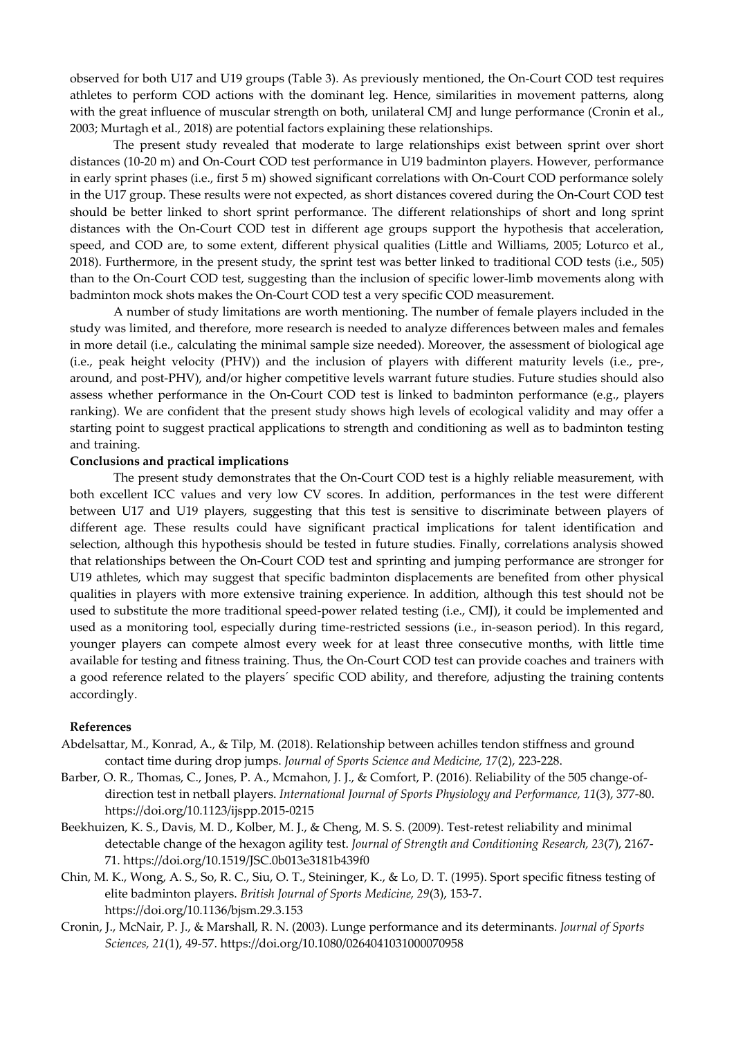observed for both U17 and U19 groups (Table 3). As previously mentioned, the On-Court COD test requires athletes to perform COD actions with the dominant leg. Hence, similarities in movement patterns, along with the great influence of muscular strength on both, unilateral CMJ and lunge performance (Cronin et al., 2003; Murtagh et al., 2018) are potential factors explaining these relationships.

The present study revealed that moderate to large relationships exist between sprint over short distances (10-20 m) and On-Court COD test performance in U19 badminton players. However, performance in early sprint phases (i.e., first 5 m) showed significant correlations with On-Court COD performance solely in the U17 group. These results were not expected, as short distances covered during the On-Court COD test should be better linked to short sprint performance. The different relationships of short and long sprint distances with the On-Court COD test in different age groups support the hypothesis that acceleration, speed, and COD are, to some extent, different physical qualities (Little and Williams, 2005; Loturco et al., 2018). Furthermore, in the present study, the sprint test was better linked to traditional COD tests (i.e., 505) than to the On-Court COD test, suggesting than the inclusion of specific lower-limb movements along with badminton mock shots makes the On-Court COD test a very specific COD measurement.

A number of study limitations are worth mentioning. The number of female players included in the study was limited, and therefore, more research is needed to analyze differences between males and females in more detail (i.e., calculating the minimal sample size needed). Moreover, the assessment of biological age (i.e., peak height velocity (PHV)) and the inclusion of players with different maturity levels (i.e., pre-, around, and post-PHV), and/or higher competitive levels warrant future studies. Future studies should also assess whether performance in the On-Court COD test is linked to badminton performance (e.g., players ranking). We are confident that the present study shows high levels of ecological validity and may offer a starting point to suggest practical applications to strength and conditioning as well as to badminton testing and training.

**Conclusions and practical implications**

The present study demonstrates that the On-Court COD test is a highly reliable measurement, with both excellent ICC values and very low CV scores. In addition, performances in the test were different between U17 and U19 players, suggesting that this test is sensitive to discriminate between players of different age. These results could have significant practical implications for talent identification and selection, although this hypothesis should be tested in future studies. Finally, correlations analysis showed that relationships between the On-Court COD test and sprinting and jumping performance are stronger for U19 athletes, which may suggest that specific badminton displacements are benefited from other physical qualities in players with more extensive training experience. In addition, although this test should not be used to substitute the more traditional speed-power related testing (i.e., CMJ), it could be implemented and used as a monitoring tool, especially during time-restricted sessions (i.e., in-season period). In this regard, younger players can compete almost every week for at least three consecutive months, with little time available for testing and fitness training. Thus, the On-Court COD test can provide coaches and trainers with a good reference related to the players´ specific COD ability, and therefore, adjusting the training contents accordingly.

**References**

Abdelsattar, M., Konrad, A., & Tilp, M. (2018). Relationship between achilles tendon stiffness and ground contact time during drop jumps. *Journal of Sports Science and Medicine, 17*(2), 223-228.

Barber, O. R., Thomas, C., Jones, P. A., Mcmahon, J. J., & Comfort, P. (2016). Reliability of the 505 change-of-direction test in netball players. *International Journal of Sports Physiology and Performance, 11*(3), 377-80. https://doi.org/10.1123/ijspp.2015-0215

Beekhuizen, K. S., Davis, M. D., Kolber, M. J., & Cheng, M. S. S. (2009). Test-retest reliability and minimal detectable change of the hexagon agility test. *Journal of Strength and Conditioning Research, 23*(7), 2167-71. https://doi.org/10.1519/JSC.0b013e3181b439f0

Chin, M. K., Wong, A. S., So, R. C., Siu, O. T., Steininger, K., & Lo, D. T. (1995). Sport specific fitness testing of elite badminton players. *British Journal of Sports Medicine, 29*(3), 153-7. https://doi.org/10.1136/bjsm.29.3.153

Cronin, J., McNair, P. J., & Marshall, R. N. (2003). Lunge performance and its determinants. *Journal of Sports Sciences, 21*(1), 49-57. https://doi.org/10.1080/0264041031000070958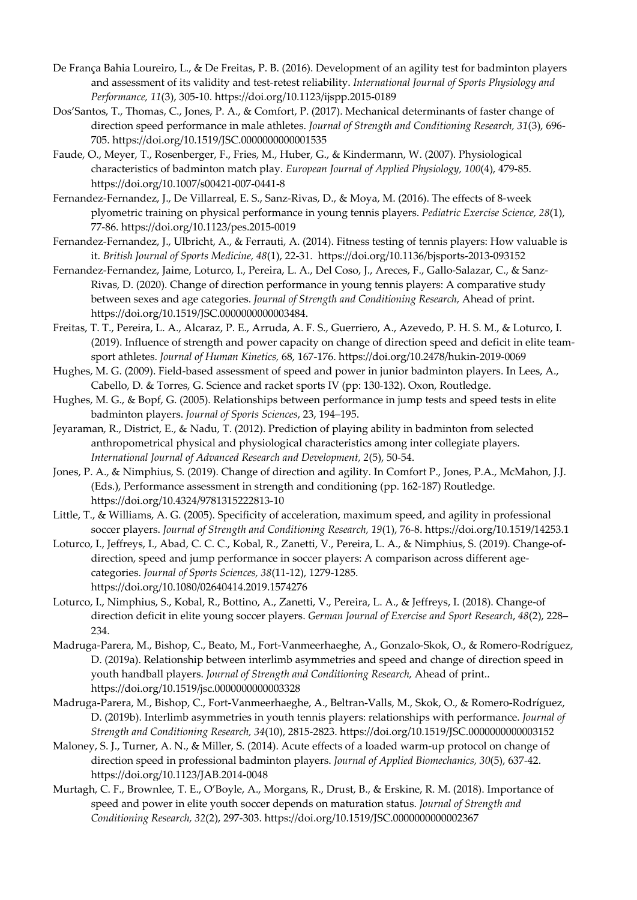De França Bahia Loureiro, L., & De Freitas, P. B. (2016). Development of an agility test for badminton players and assessment of its validity and test-retest reliability. *International Journal of Sports Physiology and Performance, 11*(3), 305-10. https://doi.org/10.1123/ijspp.2015-0189

Dos'Santos, T., Thomas, C., Jones, P. A., & Comfort, P. (2017). Mechanical determinants of faster change of direction speed performance in male athletes. *Journal of Strength and Conditioning Research, 31*(3), 696-705. https://doi.org/10.1519/JSC.0000000000001535

Faude, O., Meyer, T., Rosenberger, F., Fries, M., Huber, G., & Kindermann, W. (2007). Physiological characteristics of badminton match play. *European Journal of Applied Physiology, 100*(4), 479-85. https://doi.org/10.1007/s00421-007-0441-8

Fernandez-Fernandez, J., De Villarreal, E. S., Sanz-Rivas, D., & Moya, M. (2016). The effects of 8-week plyometric training on physical performance in young tennis players. *Pediatric Exercise Science, 28*(1), 77-86. https://doi.org/10.1123/pes.2015-0019

Fernandez-Fernandez, J., Ulbricht, A., & Ferrauti, A. (2014). Fitness testing of tennis players: How valuable is it. *British Journal of Sports Medicine, 48*(1), 22-31. https://doi.org/10.1136/bjsports-2013-093152

Fernandez-Fernandez, Jaime, Loturco, I., Pereira, L. A., Del Coso, J., Areces, F., Gallo-Salazar, C., & Sanz-Rivas, D. (2020). Change of direction performance in young tennis players: A comparative study between sexes and age categories. *Journal of Strength and Conditioning Research,* Ahead of print. https://doi.org/10.1519/JSC.0000000000003484.

Freitas, T. T., Pereira, L. A., Alcaraz, P. E., Arruda, A. F. S., Guerriero, A., Azevedo, P. H. S. M., & Loturco, I. (2019). Influence of strength and power capacity on change of direction speed and deficit in elite team-sport athletes. *Journal of Human Kinetics,* 68, 167-176. https://doi.org/10.2478/hukin-2019-0069

Hughes, M. G. (2009). Field-based assessment of speed and power in junior badminton players. In Lees, A., Cabello, D. & Torres, G. Science and racket sports IV (pp: 130-132). Oxon, Routledge.

Hughes, M. G., & Bopf, G. (2005). Relationships between performance in jump tests and speed tests in elite badminton players. *Journal of Sports Sciences*, 23, 194–195.

Jeyaraman, R., District, E., & Nadu, T. (2012). Prediction of playing ability in badminton from selected anthropometrical physical and physiological characteristics among inter collegiate players. *International Journal of Advanced Research and Development, 2*(5), 50-54.

Jones, P. A., & Nimphius, S. (2019). Change of direction and agility. In Comfort P., Jones, P.A., McMahon, J.J. (Eds.), Performance assessment in strength and conditioning (pp. 162-187) Routledge. https://doi.org/10.4324/9781315222813-10

Little, T., & Williams, A. G. (2005). Specificity of acceleration, maximum speed, and agility in professional soccer players. *Journal of Strength and Conditioning Research, 19*(1), 76-8. https://doi.org/10.1519/14253.1

Loturco, I., Jeffreys, I., Abad, C. C. C., Kobal, R., Zanetti, V., Pereira, L. A., & Nimphius, S. (2019). Change-of-direction, speed and jump performance in soccer players: A comparison across different age-categories. *Journal of Sports Sciences, 38*(11-12), 1279-1285. https://doi.org/10.1080/02640414.2019.1574276

Loturco, I., Nimphius, S., Kobal, R., Bottino, A., Zanetti, V., Pereira, L. A., & Jeffreys, I. (2018). Change-of direction deficit in elite young soccer players. *German Journal of Exercise and Sport Research*, *48*(2), 228–234.

Madruga-Parera, M., Bishop, C., Beato, M., Fort-Vanmeerhaeghe, A., Gonzalo-Skok, O., & Romero-Rodríguez, D. (2019a). Relationship between interlimb asymmetries and speed and change of direction speed in youth handball players. *Journal of Strength and Conditioning Research,* Ahead of print.. https://doi.org/10.1519/jsc.0000000000003328

Madruga-Parera, M., Bishop, C., Fort-Vanmeerhaeghe, A., Beltran-Valls, M., Skok, O., & Romero-Rodríguez, D. (2019b). Interlimb asymmetries in youth tennis players: relationships with performance. *Journal of Strength and Conditioning Research, 34*(10), 2815-2823. https://doi.org/10.1519/JSC.0000000000003152

Maloney, S. J., Turner, A. N., & Miller, S. (2014). Acute effects of a loaded warm-up protocol on change of direction speed in professional badminton players. *Journal of Applied Biomechanics, 30*(5), 637-42. https://doi.org/10.1123/JAB.2014-0048

Murtagh, C. F., Brownlee, T. E., O'Boyle, A., Morgans, R., Drust, B., & Erskine, R. M. (2018). Importance of speed and power in elite youth soccer depends on maturation status. *Journal of Strength and Conditioning Research, 32*(2), 297-303. https://doi.org/10.1519/JSC.0000000000002367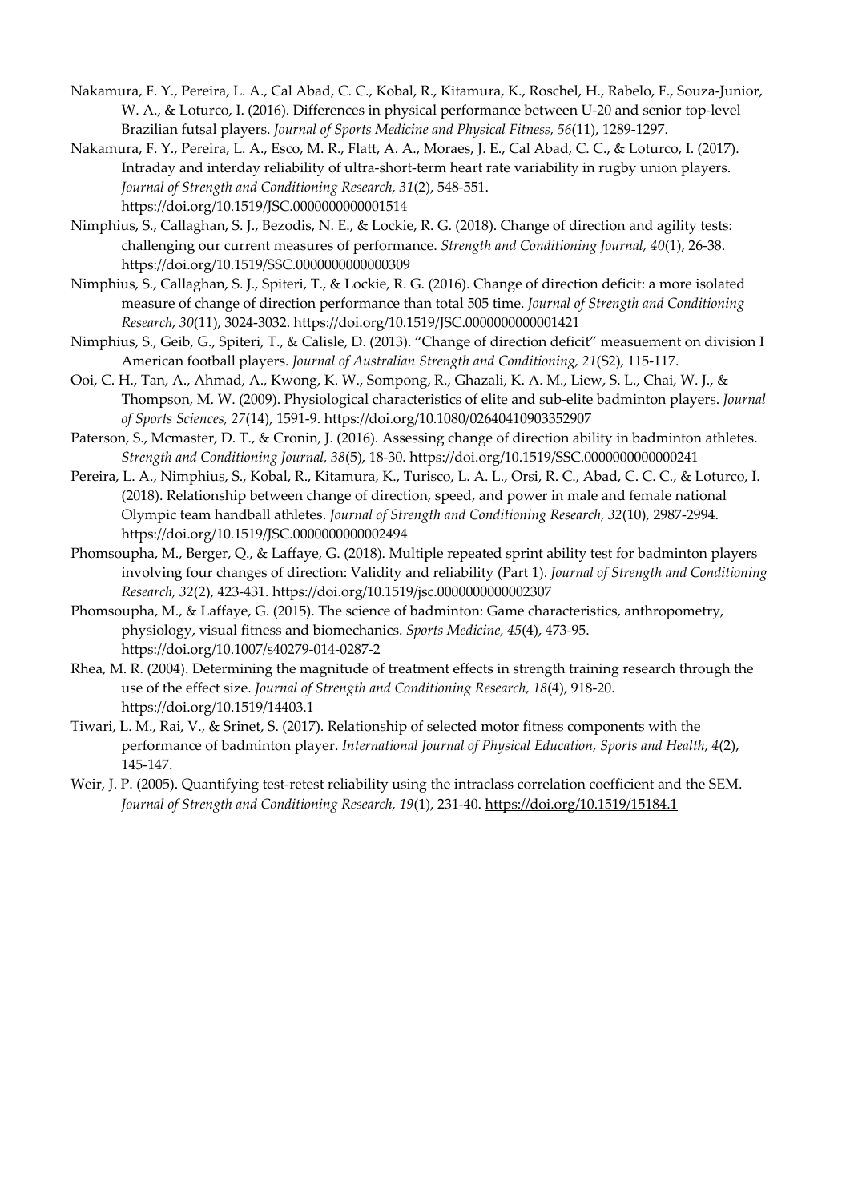Nakamura, F. Y., Pereira, L. A., Cal Abad, C. C., Kobal, R., Kitamura, K., Roschel, H., Rabelo, F., Souza-Junior, W. A., & Loturco, I. (2016). Differences in physical performance between U-20 and senior top-level Brazilian futsal players. *Journal of Sports Medicine and Physical Fitness, 56*(11), 1289-1297.

Nakamura, F. Y., Pereira, L. A., Esco, M. R., Flatt, A. A., Moraes, J. E., Cal Abad, C. C., & Loturco, I. (2017). Intraday and interday reliability of ultra-short-term heart rate variability in rugby union players. *Journal of Strength and Conditioning Research, 31*(2), 548-551. https://doi.org/10.1519/JSC.0000000000001514

Nimphius, S., Callaghan, S. J., Bezodis, N. E., & Lockie, R. G. (2018). Change of direction and agility tests: challenging our current measures of performance. *Strength and Conditioning Journal, 40*(1), 26-38. https://doi.org/10.1519/SSC.0000000000000309

Nimphius, S., Callaghan, S. J., Spiteri, T., & Lockie, R. G. (2016). Change of direction deficit: a more isolated measure of change of direction performance than total 505 time. *Journal of Strength and Conditioning Research, 30*(11), 3024-3032. https://doi.org/10.1519/JSC.0000000000001421

Nimphius, S., Geib, G., Spiteri, T., & Calisle, D. (2013). "Change of direction deficit" measuement on division I American football players. *Journal of Australian Strength and Conditioning, 21*(S2), 115-117.

Ooi, C. H., Tan, A., Ahmad, A., Kwong, K. W., Sompong, R., Ghazali, K. A. M., Liew, S. L., Chai, W. J., & Thompson, M. W. (2009). Physiological characteristics of elite and sub-elite badminton players. *Journal of Sports Sciences, 27*(14), 1591-9. https://doi.org/10.1080/02640410903352907

Paterson, S., Mcmaster, D. T., & Cronin, J. (2016). Assessing change of direction ability in badminton athletes. *Strength and Conditioning Journal, 38*(5), 18-30. https://doi.org/10.1519/SSC.0000000000000241

Pereira, L. A., Nimphius, S., Kobal, R., Kitamura, K., Turisco, L. A. L., Orsi, R. C., Abad, C. C. C., & Loturco, I. (2018). Relationship between change of direction, speed, and power in male and female national Olympic team handball athletes. *Journal of Strength and Conditioning Research, 32*(10), 2987-2994. https://doi.org/10.1519/JSC.0000000000002494

Phomsoupha, M., Berger, Q., & Laffaye, G. (2018). Multiple repeated sprint ability test for badminton players involving four changes of direction: Validity and reliability (Part 1). *Journal of Strength and Conditioning Research, 32*(2), 423-431. https://doi.org/10.1519/jsc.0000000000002307

Phomsoupha, M., & Laffaye, G. (2015). The science of badminton: Game characteristics, anthropometry, physiology, visual fitness and biomechanics. *Sports Medicine, 45*(4), 473-95. https://doi.org/10.1007/s40279-014-0287-2

Rhea, M. R. (2004). Determining the magnitude of treatment effects in strength training research through the use of the effect size. *Journal of Strength and Conditioning Research, 18*(4), 918-20. https://doi.org/10.1519/14403.1

Tiwari, L. M., Rai, V., & Srinet, S. (2017). Relationship of selected motor fitness components with the performance of badminton player. *International Journal of Physical Education, Sports and Health, 4*(2), 145-147.

Weir, J. P. (2005). Quantifying test-retest reliability using the intraclass correlation coefficient and the SEM. *Journal of Strength and Conditioning Research, 19*(1), 231-40. https://doi.org/10.1519/15184.1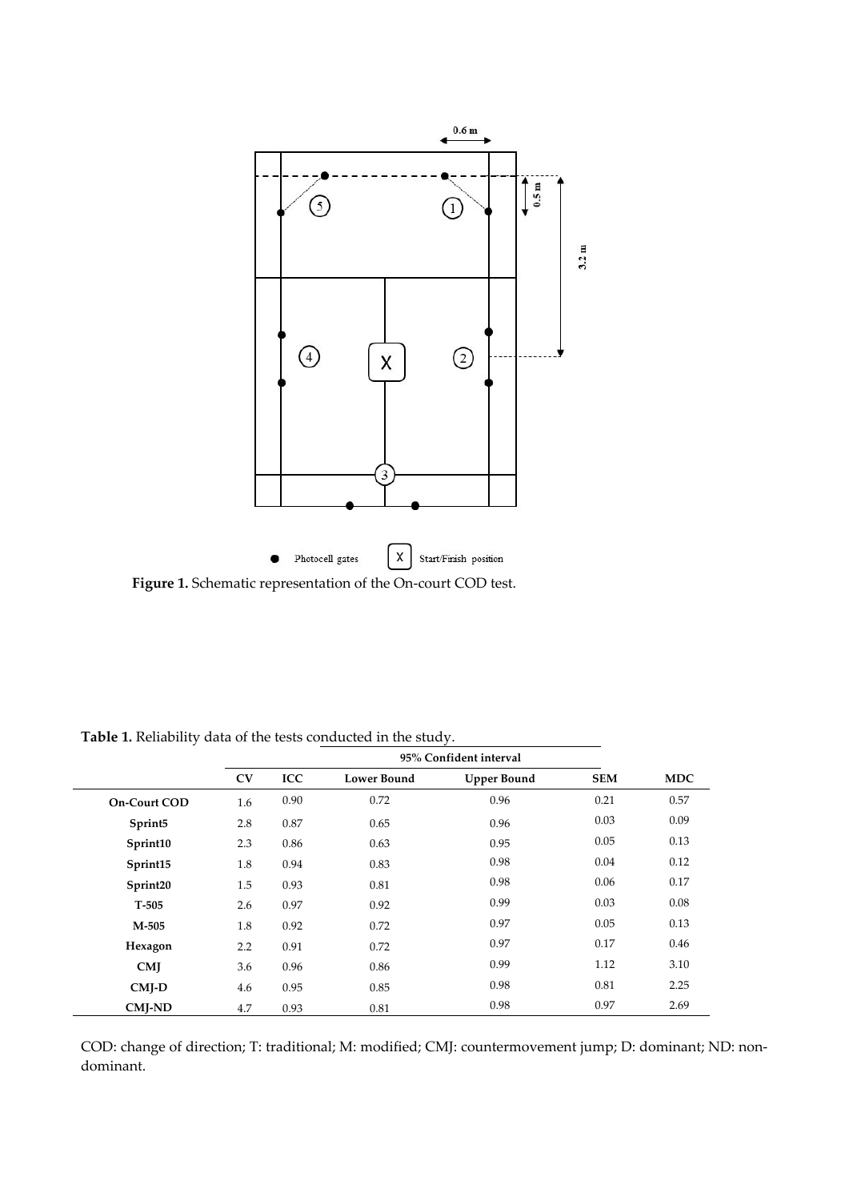**Figure 1.** Schematic representation of the On-court COD test.

**Table 1.** Reliability data of the tests conducted in the study.

| | CV | ICC | 95% Confident interval | | SEM | MDC |
|---|---|---|---|---|---|---|
| | | | Lower Bound | Upper Bound | | |
| **On-Court COD** | 1.6 | 0.90 | 0.72 | 0.96 | 0.21 | 0.57 |
| **Sprint5** | 2.8 | 0.87 | 0.65 | 0.96 | 0.03 | 0.09 |
| **Sprint10** | 2.3 | 0.86 | 0.63 | 0.95 | 0.05 | 0.13 |
| **Sprint15** | 1.8 | 0.94 | 0.83 | 0.98 | 0.04 | 0.12 |
| **Sprint20** | 1.5 | 0.93 | 0.81 | 0.98 | 0.06 | 0.17 |
| **T-505** | 2.6 | 0.97 | 0.92 | 0.99 | 0.03 | 0.08 |
| **M-505** | 1.8 | 0.92 | 0.72 | 0.97 | 0.05 | 0.13 |
| **Hexagon** | 2.2 | 0.91 | 0.72 | 0.97 | 0.17 | 0.46 |
| **CMJ** | 3.6 | 0.96 | 0.86 | 0.99 | 1.12 | 3.10 |
| **CMJ-D** | 4.6 | 0.95 | 0.85 | 0.98 | 0.81 | 2.25 |
| **CMJ-ND** | 4.7 | 0.93 | 0.81 | 0.98 | 0.97 | 2.69 |

COD: change of direction; T: traditional; M: modified; CMJ: countermovement jump; D: dominant; ND: non-dominant.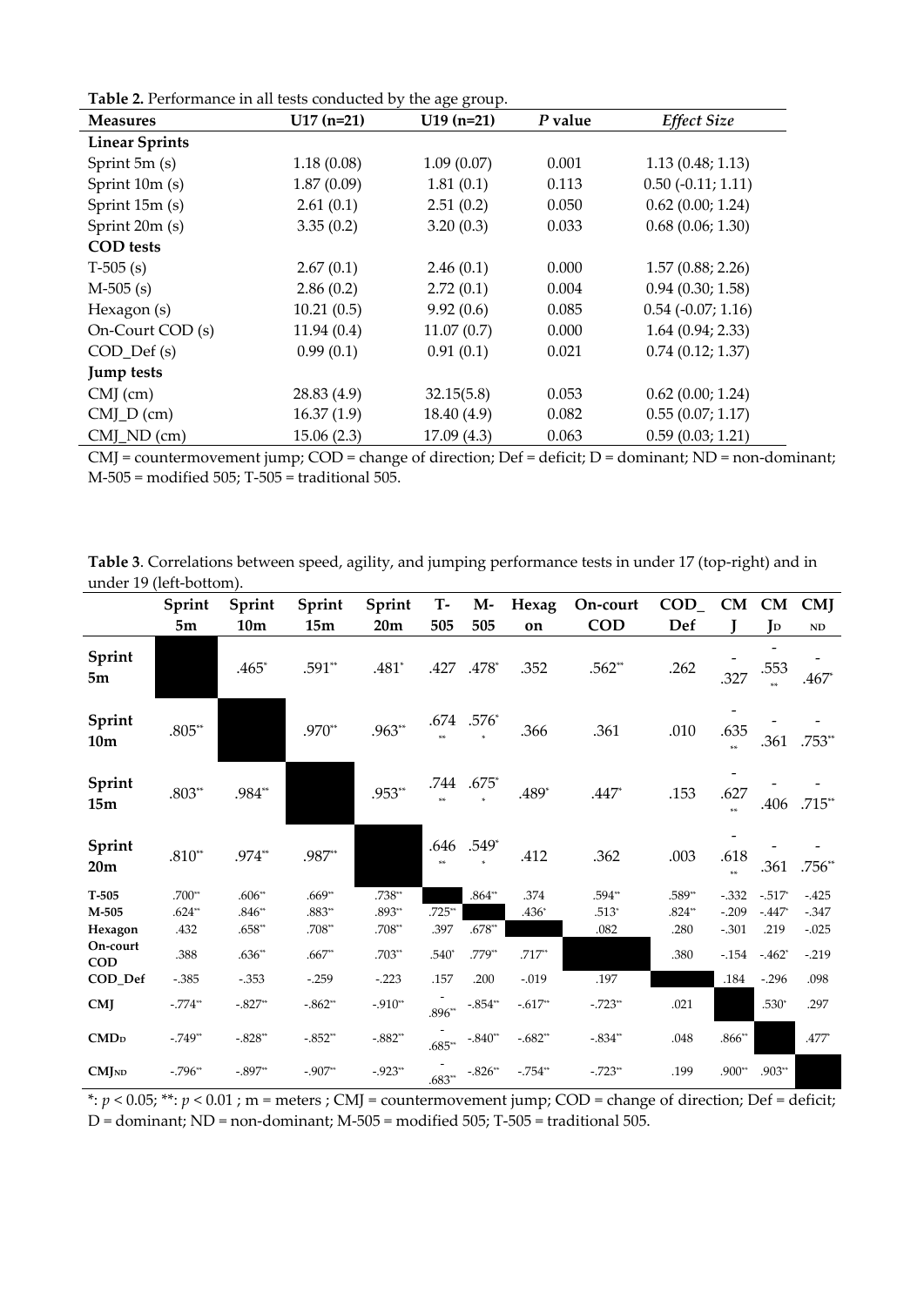**Table 2.** Performance in all tests conducted by the age group.

| Measures | U17 (n=21) | U19 (n=21) | *P* value | *Effect Size* |
|---|---|---|---|---|
| **Linear Sprints** | | | | |
| Sprint 5m (s) | 1.18 (0.08) | 1.09 (0.07) | 0.001 | 1.13 (0.48; 1.13) |
| Sprint 10m (s) | 1.87 (0.09) | 1.81 (0.1) | 0.113 | 0.50 (-0.11; 1.11) |
| Sprint 15m (s) | 2.61 (0.1) | 2.51 (0.2) | 0.050 | 0.62 (0.00; 1.24) |
| Sprint 20m (s) | 3.35 (0.2) | 3.20 (0.3) | 0.033 | 0.68 (0.06; 1.30) |
| **COD tests** | | | | |
| T-505 (s) | 2.67 (0.1) | 2.46 (0.1) | 0.000 | 1.57 (0.88; 2.26) |
| M-505 (s) | 2.86 (0.2) | 2.72 (0.1) | 0.004 | 0.94 (0.30; 1.58) |
| Hexagon (s) | 10.21 (0.5) | 9.92 (0.6) | 0.085 | 0.54 (-0.07; 1.16) |
| On-Court COD (s) | 11.94 (0.4) | 11.07 (0.7) | 0.000 | 1.64 (0.94; 2.33) |
| COD_Def (s) | 0.99 (0.1) | 0.91 (0.1) | 0.021 | 0.74 (0.12; 1.37) |
| **Jump tests** | | | | |
| CMJ (cm) | 28.83 (4.9) | 32.15(5.8) | 0.053 | 0.62 (0.00; 1.24) |
| CMJ_D (cm) | 16.37 (1.9) | 18.40 (4.9) | 0.082 | 0.55 (0.07; 1.17) |
| CMJ_ND (cm) | 15.06 (2.3) | 17.09 (4.3) | 0.063 | 0.59 (0.03; 1.21) |

CMJ = countermovement jump; COD = change of direction; Def = deficit; D = dominant; ND = non-dominant; M-505 = modified 505; T-505 = traditional 505.

**Table 3**. Correlations between speed, agility, and jumping performance tests in under 17 (top-right) and in under 19 (left-bottom).

| | Sprint 5m | Sprint 10m | Sprint 15m | Sprint 20m | T-505 | M-505 | Hexagon | On-court COD | COD_Def | CMJ | CMJ$_D$ | CMJ$_{ND}$ |
|---|---|---|---|---|---|---|---|---|---|---|---|---|
| **Sprint 5m** | | .465* | .591** | .481* | .427 | .478* | .352 | .562** | .262 | -.327 | -.553** | -.467* |
| **Sprint 10m** | .805** | | .970** | .963** | .674** | .576** | .366 | .361 | .010 | -.635** | -.361 | -.753** |
| **Sprint 15m** | .803** | .984** | | .953** | .744** | .675** | .489* | .447* | .153 | -.627** | -.406 | -.715** |
| **Sprint 20m** | .810** | .974** | .987** | | .646** | .549** | .412 | .362 | .003 | -.618** | -.361 | -.756** |
| **T-505** | .700** | .606** | .669** | .738** | | .864** | .374 | .594** | .589** | -.332 | -.517* | -.425 |
| **M-505** | .624** | .846** | .883** | .893** | .725** | | .436* | .513* | .824** | -.209 | -.447* | -.347 |
| **Hexagon** | .432 | .658** | .708** | .708** | .397 | .678** | | .082 | .280 | -.301 | .219 | -.025 |
| **On-court COD** | .388 | .636** | .667** | .703** | .540* | .779** | .717** | | .380 | -.154 | -.462* | -.219 |
| **COD_Def** | -.385 | -.353 | -.259 | -.223 | .157 | .200 | -.019 | .197 | | .184 | -.296 | .098 |
| **CMJ** | -.774** | -.827** | -.862** | -.910** | -.896** | -.854** | -.617** | -.723** | .021 | | .530* | .297 |
| **CMJ$_D$** | -.749** | -.828** | -.852** | -.882** | -.685** | -.840** | -.682** | -.834** | .048 | .866** | | .477* |
| **CMJ$_{ND}$** | -.796** | -.897** | -.907** | -.923** | -.683** | -.826** | -.754** | -.723** | .199 | .900** | .903** | |

*: $p < 0.05$; **: $p < 0.01$ ; m = meters ; CMJ = countermovement jump; COD = change of direction; Def = deficit; D = dominant; ND = non-dominant; M-505 = modified 505; T-505 = traditional 505.